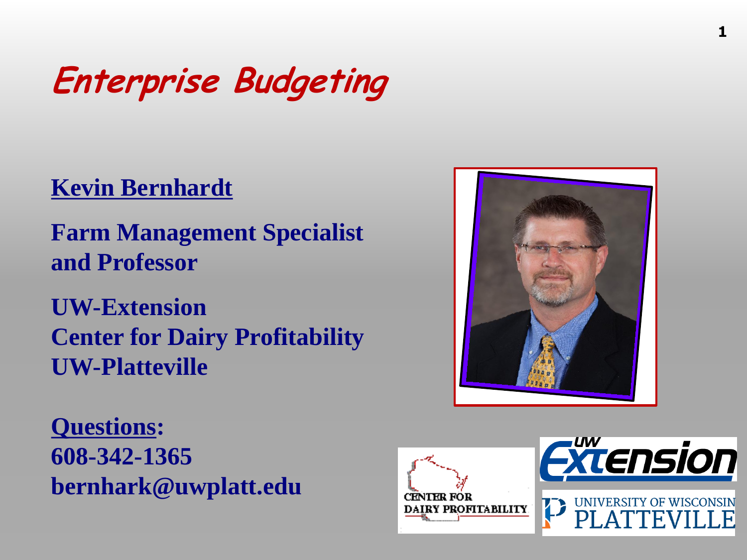# Enterprise Budgeting

**Kevin Bernhardt**

**Farm Management Specialist and Professor**

**UW-Extension**
**Center for Dairy Profitability**
**UW-Platteville**

**Questions:**
**608-342-1365**
**bernhark@uwplatt.edu**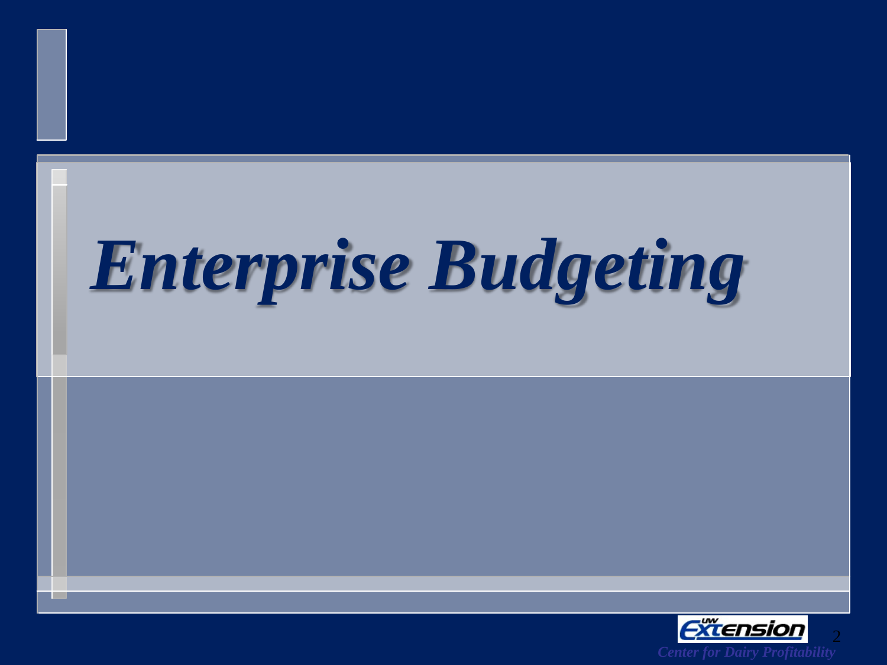# *Enterprise Budgeting*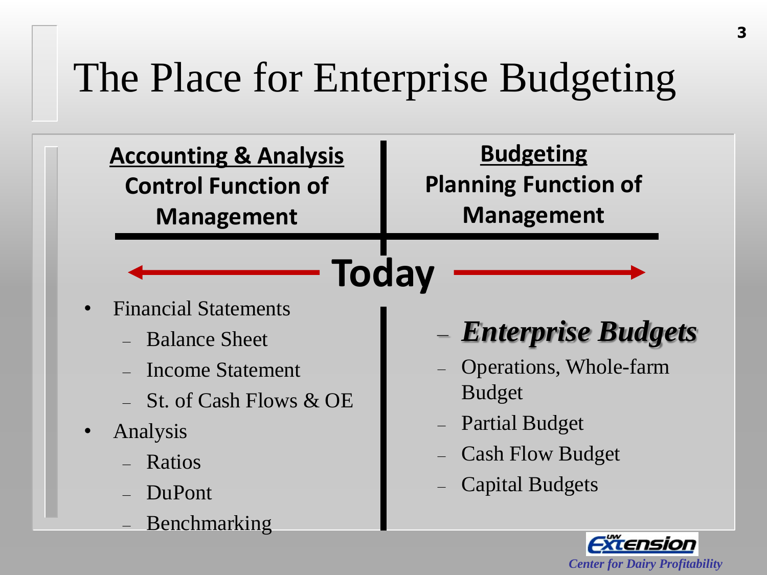# The Place for Enterprise Budgeting

| **Accounting & Analysis** Control Function of Management | **Budgeting** Planning Function of Management |
|---|---|

← **Today** →

**Accounting & Analysis**

- Financial Statements
  - Balance Sheet
  - Income Statement
  - St. of Cash Flows & OE
- Analysis
  - Ratios
  - DuPont
  - Benchmarking

**Budgeting**

- ***Enterprise Budgets***
- Operations, Whole-farm Budget
- Partial Budget
- Cash Flow Budget
- Capital Budgets

UW Extension
*Center for Dairy Profitability*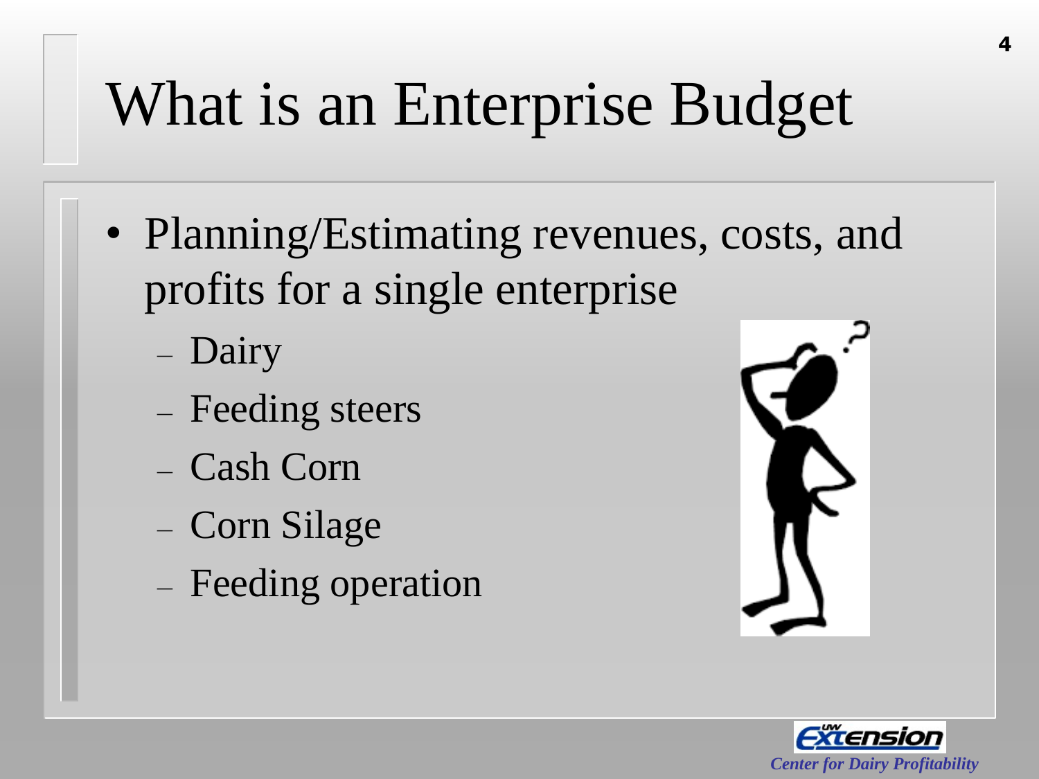# What is an Enterprise Budget

- Planning/Estimating revenues, costs, and profits for a single enterprise
  - Dairy
  - Feeding steers
  - Cash Corn
  - Corn Silage
  - Feeding operation

*Center for Dairy Profitability*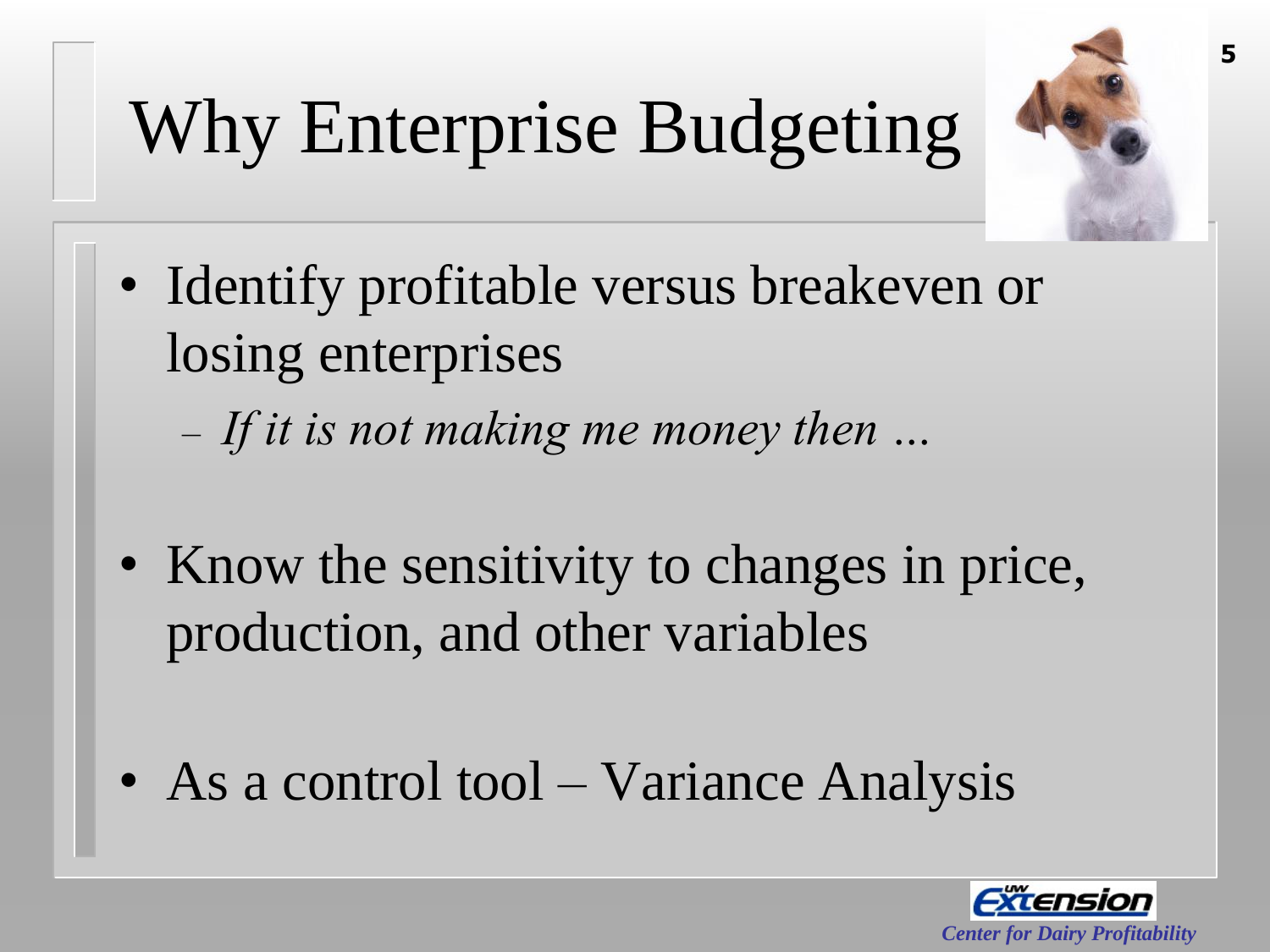# Why Enterprise Budgeting

- Identify profitable versus breakeven or losing enterprises
  - *If it is not making me money then …*
- Know the sensitivity to changes in price, production, and other variables
- As a control tool – Variance Analysis

*Center for Dairy Profitability*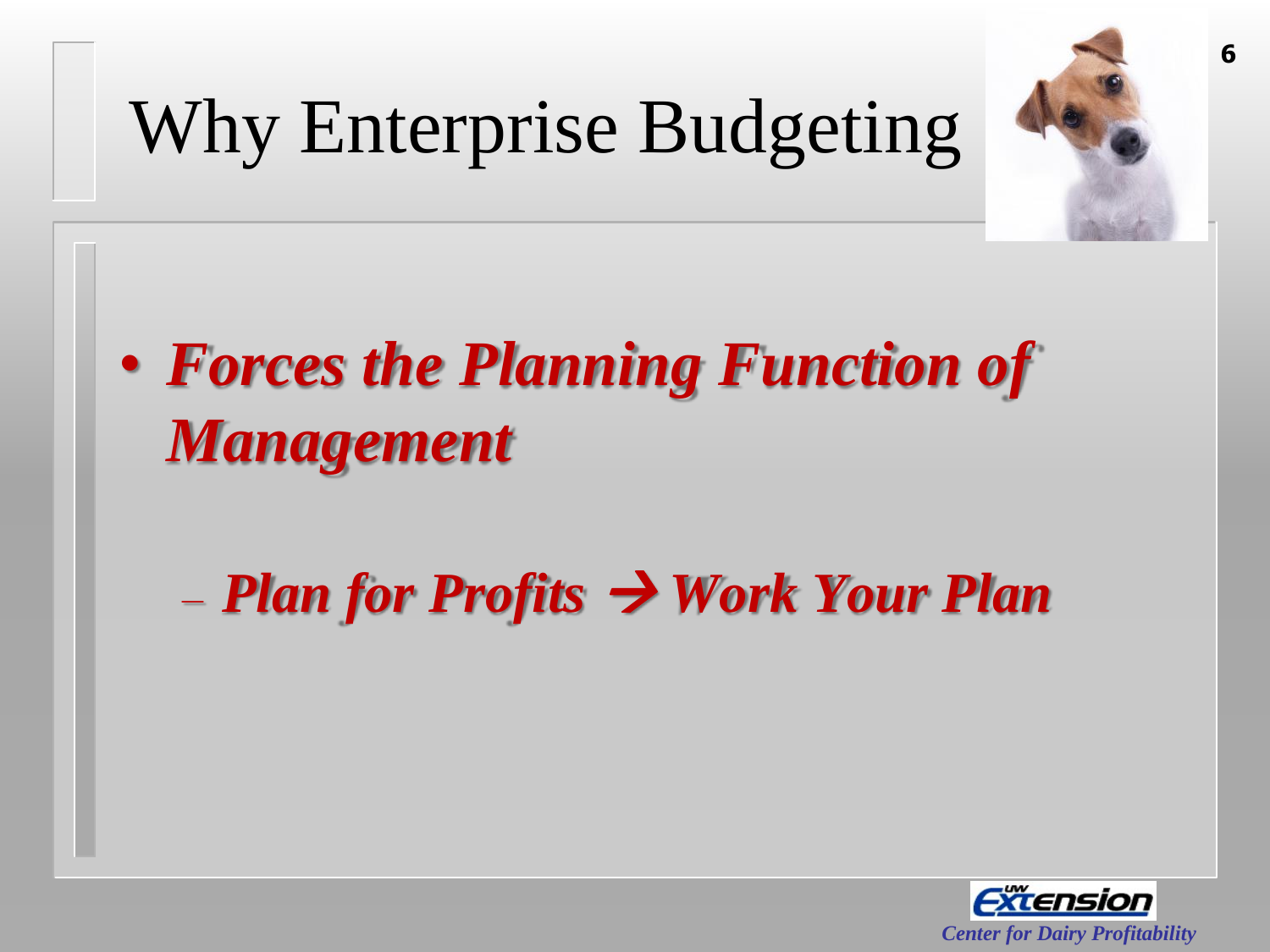# Why Enterprise Budgeting

- ***Forces the Planning Function of Management***
  - ***Plan for Profits → Work Your Plan***

*Center for Dairy Profitability*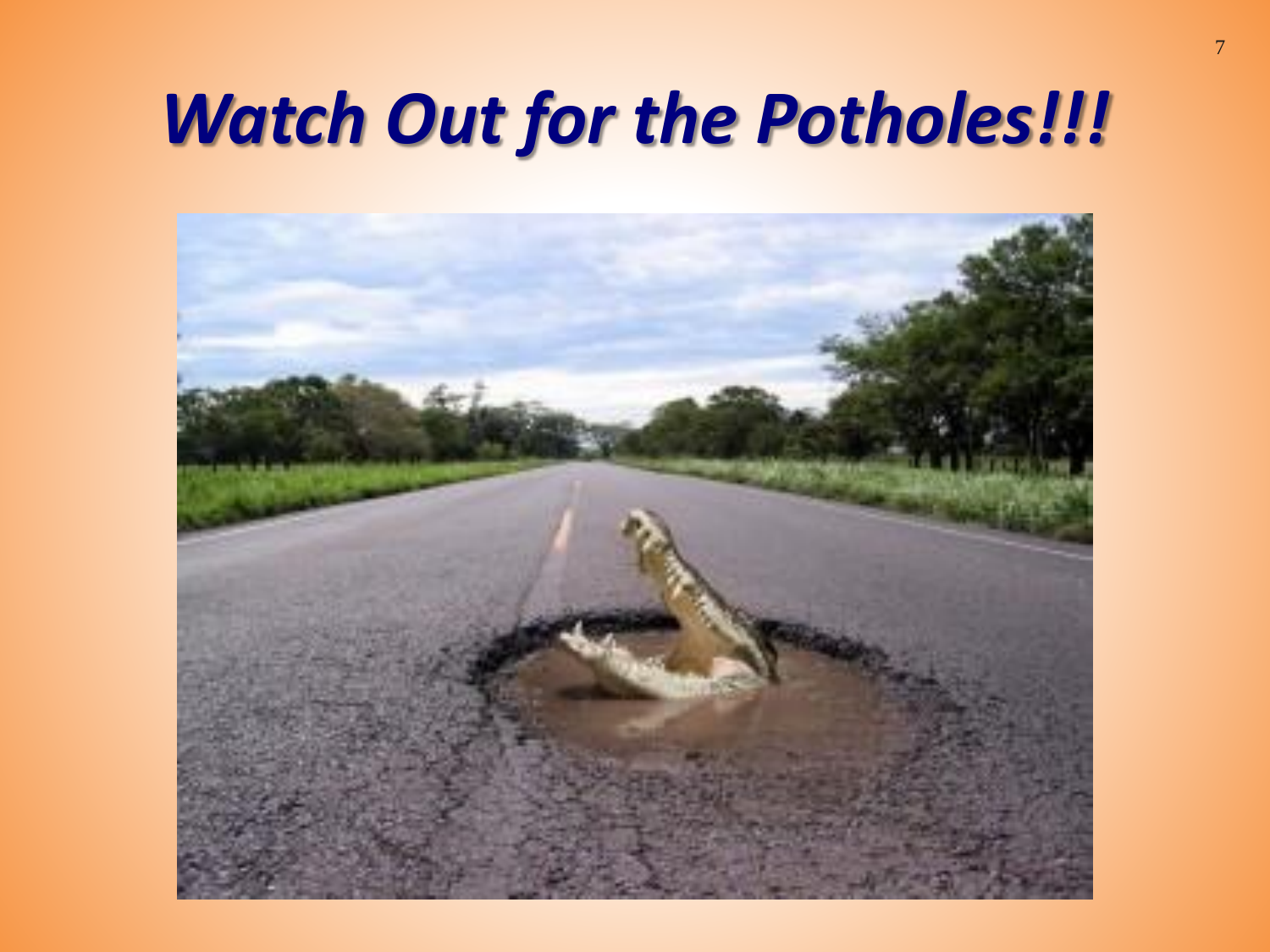# *Watch Out for the Potholes!!!*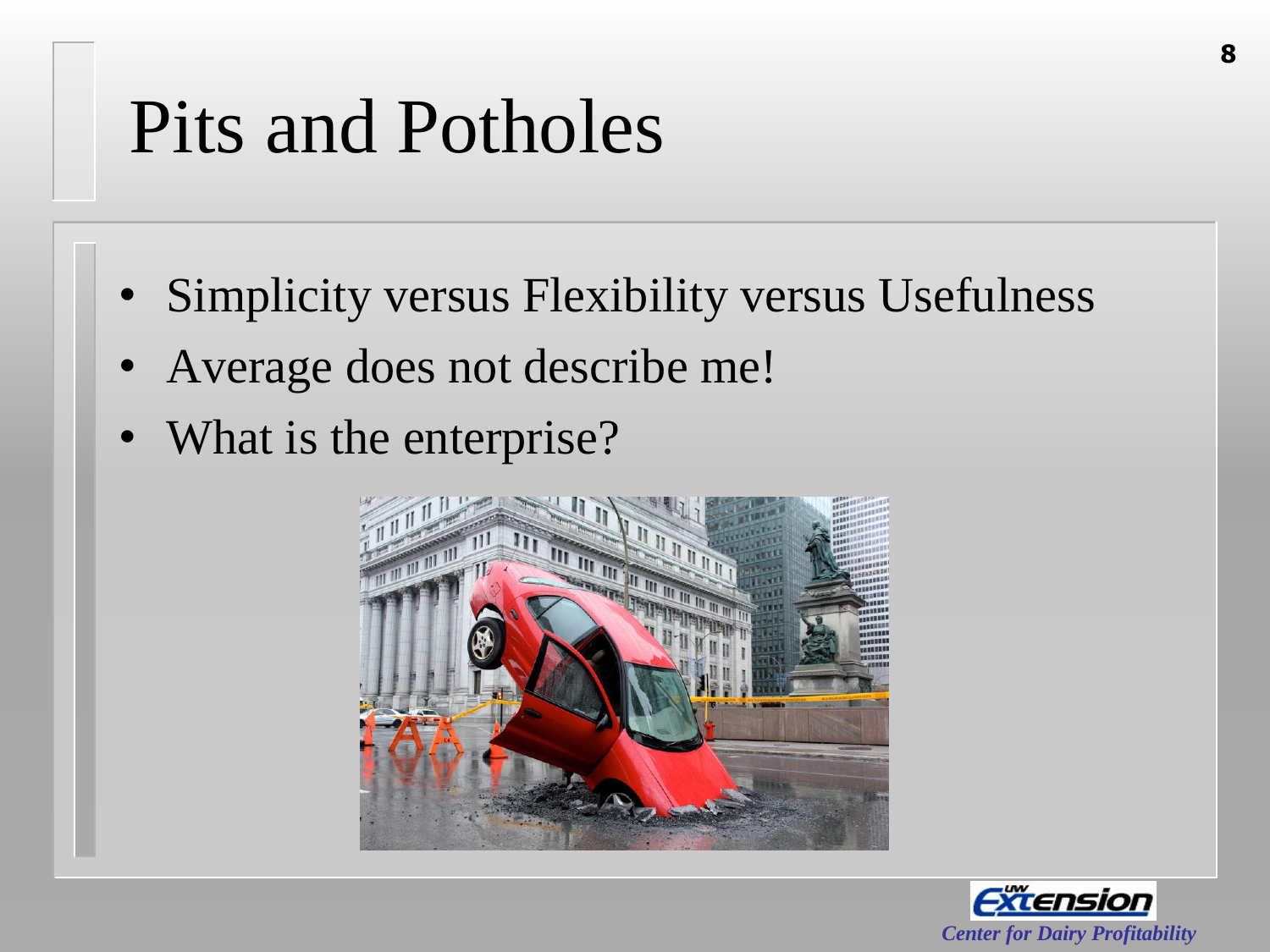# Pits and Potholes

- Simplicity versus Flexibility versus Usefulness
- Average does not describe me!
- What is the enterprise?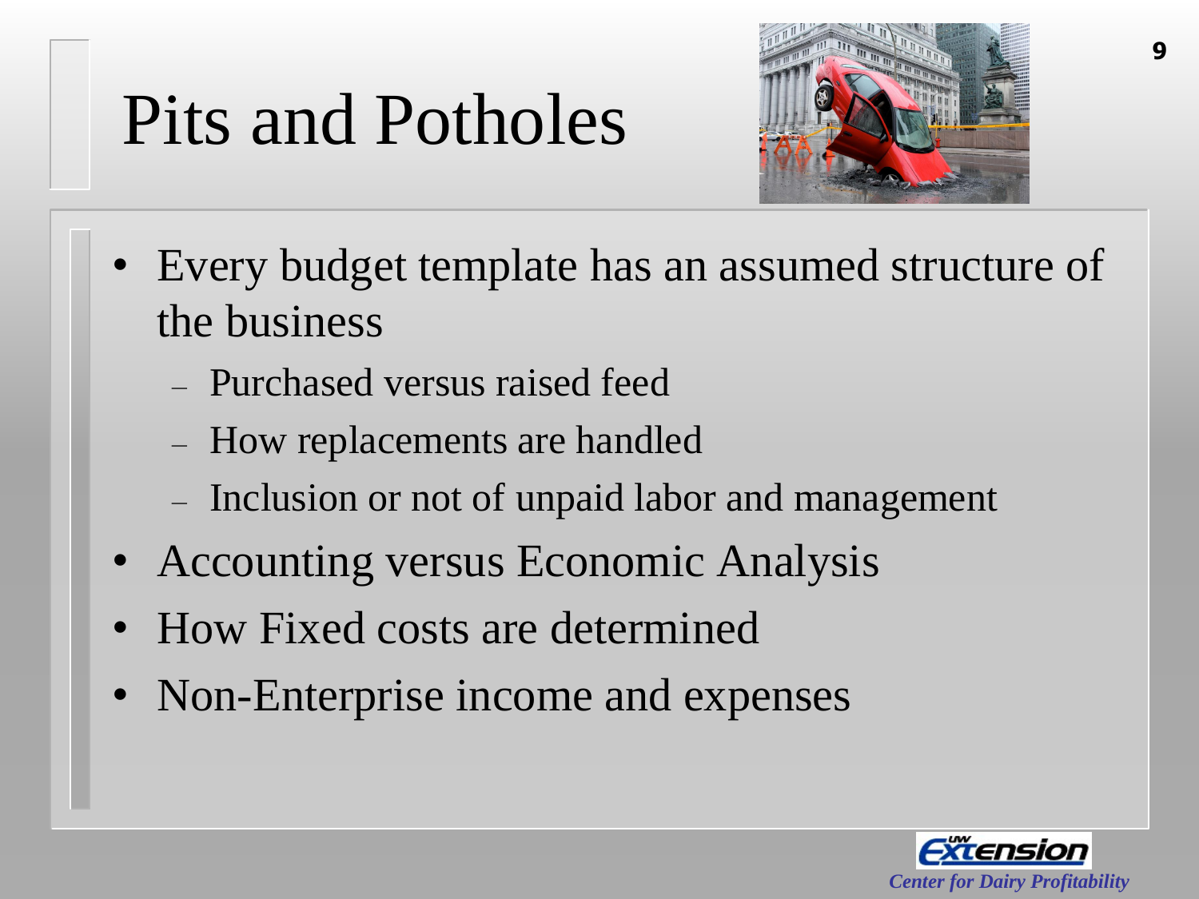# Pits and Potholes

- Every budget template has an assumed structure of the business
  - Purchased versus raised feed
  - How replacements are handled
  - Inclusion or not of unpaid labor and management
- Accounting versus Economic Analysis
- How Fixed costs are determined
- Non-Enterprise income and expenses

UW Extension
*Center for Dairy Profitability*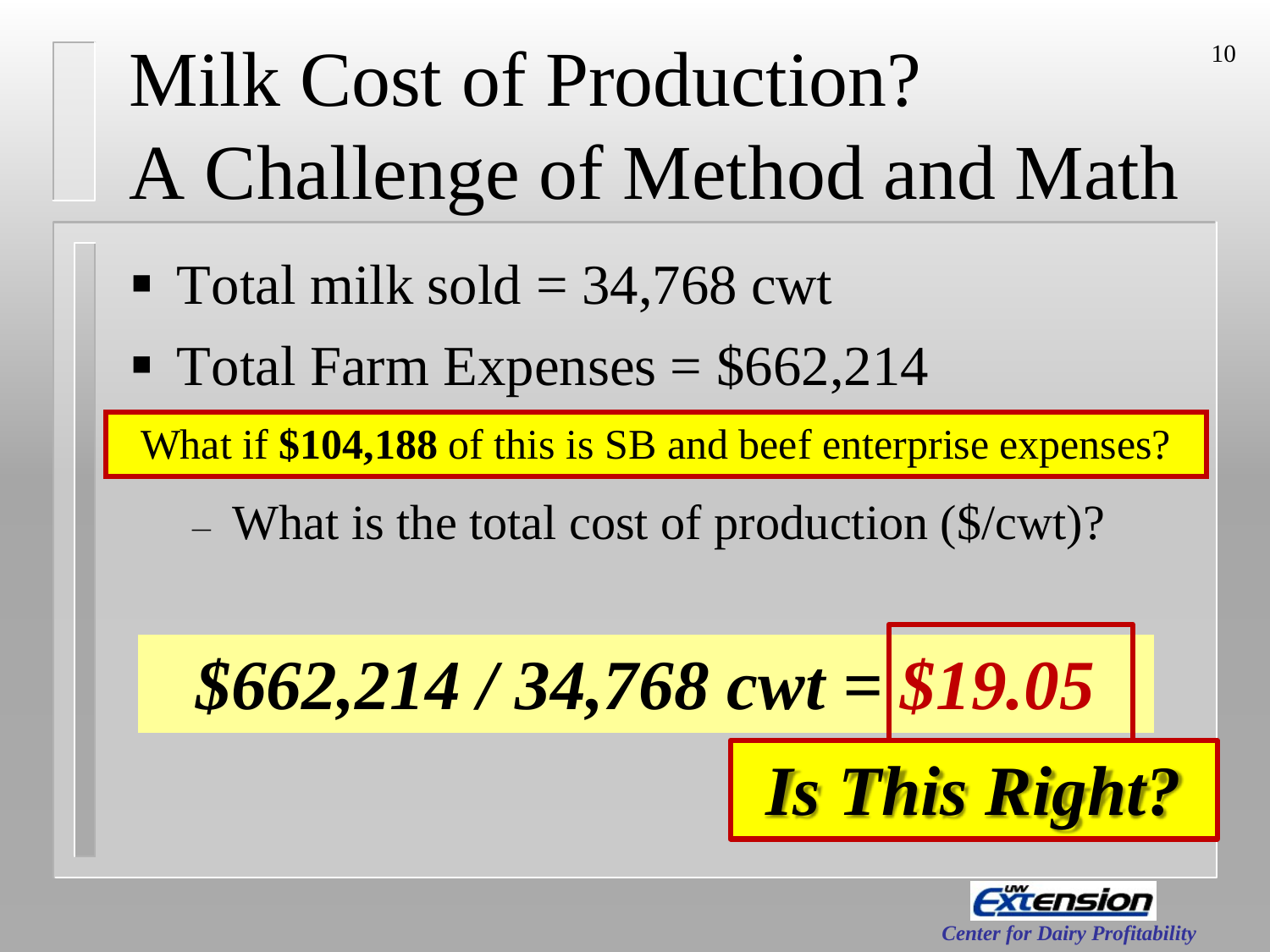# Milk Cost of Production? A Challenge of Method and Math

- Total milk sold = 34,768 cwt
- Total Farm Expenses = $662,214

What if **$104,188** of this is SB and beef enterprise expenses?

- What is the total cost of production ($/cwt)?

***$662,214 / 34,768 cwt = $19.05***

***Is This Right?***

UW Extension
*Center for Dairy Profitability*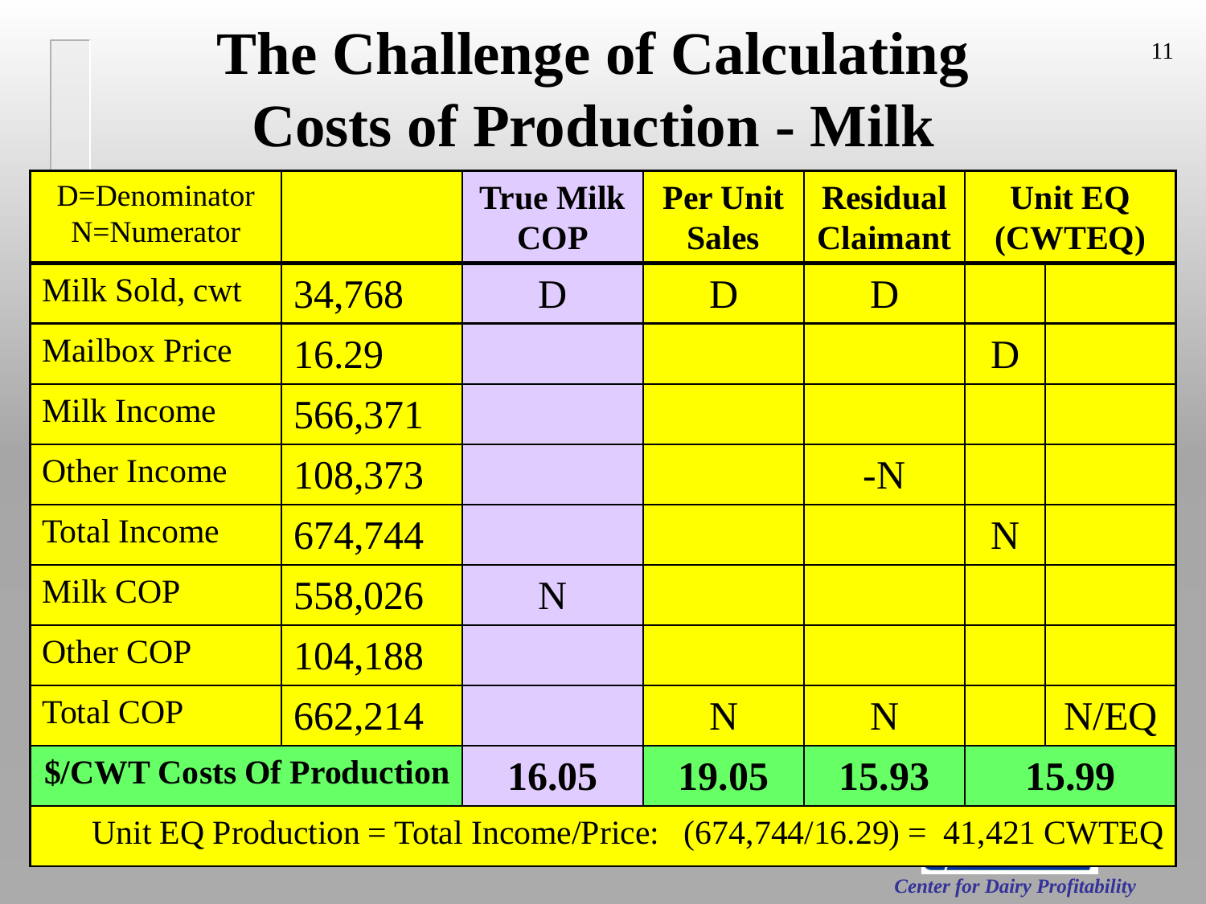# The Challenge of Calculating Costs of Production - Milk

| D=Denominator N=Numerator | | True Milk COP | Per Unit Sales | Residual Claimant | Unit EQ (CWTEQ) | |
|---|---|---|---|---|---|---|
| Milk Sold, cwt | 34,768 | D | D | D | | |
| Mailbox Price | 16.29 | | | | D | |
| Milk Income | 566,371 | | | | | |
| Other Income | 108,373 | | | -N | | |
| Total Income | 674,744 | | | | N | |
| Milk COP | 558,026 | N | | | | |
| Other COP | 104,188 | | | | | |
| Total COP | 662,214 | | N | N | | N/EQ |
| **$/CWT Costs Of Production** | | **16.05** | **19.05** | **15.93** | **15.99** | |
| Unit EQ Production = Total Income/Price: (674,744/16.29) = 41,421 CWTEQ | | | | | | |

*Center for Dairy Profitability*